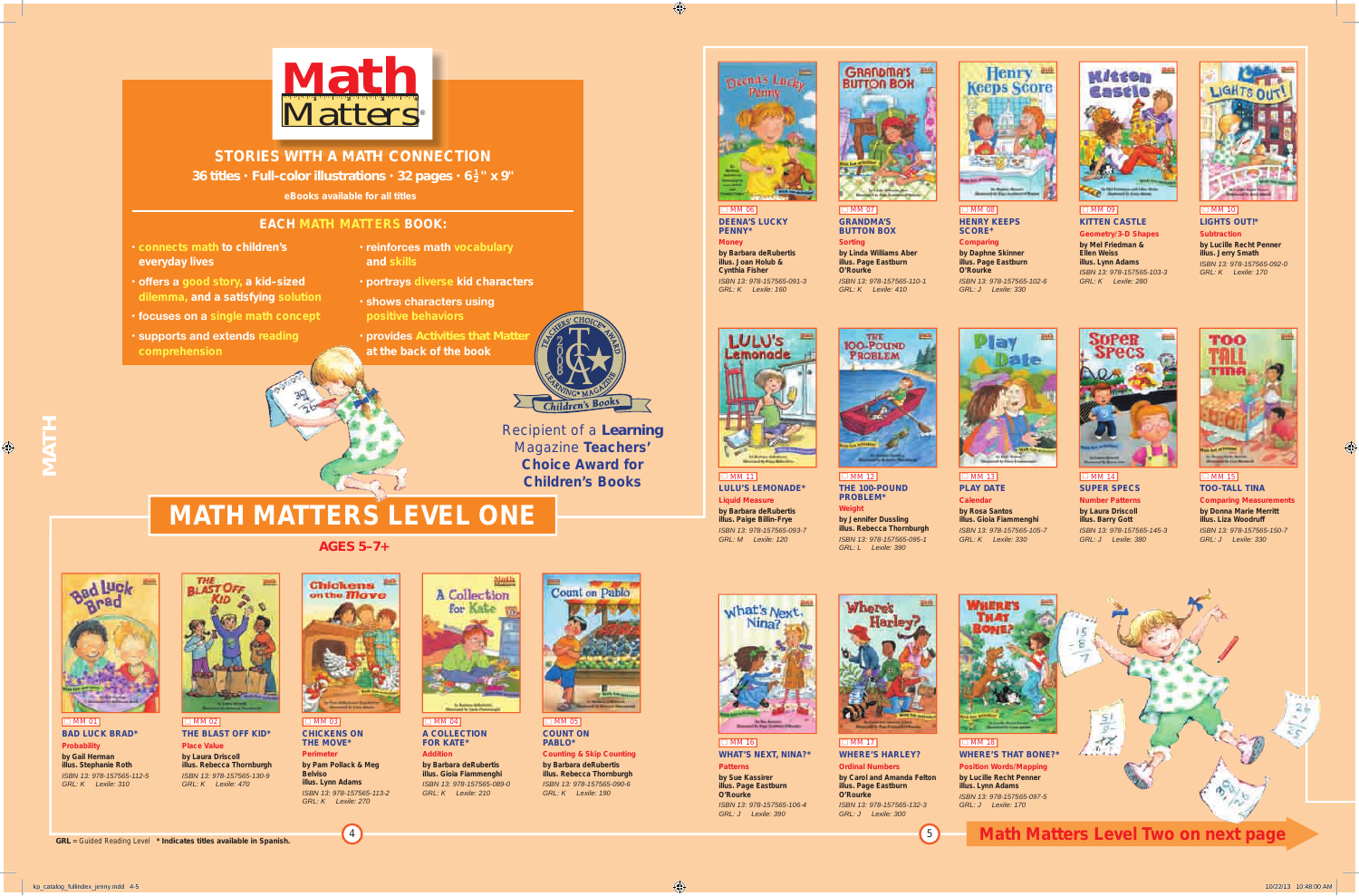# Math Matters

## STORIES WITH A MATH CONNECTION

36 titles · Full-color illustrations · 32 pages · 6½" x 9"

eBooks available for all titles

### EACH MATH MATTERS BOOK:

- connects math to children's everyday lives
- offers a good story, a kid-sized dilemma, and a satisfying solution
- focuses on a single math concept
- supports and extends reading comprehension
- reinforces math vocabulary and skills
- portrays diverse kid characters
- shows characters using positive behaviors
- provides Activities that Matter at the back of the book

Recipient of a Learning Magazine Teachers' Choice Award for Children's Books

## MATH MATTERS LEVEL ONE

AGES 5–7+

**MM 01**
**BAD LUCK BRAD***
Probability
by Gail Herman
illus. Stephanie Roth
ISBN 13: 978-157565-112-5
GRL: K Lexile: 310

**MM 02**
**THE BLAST OFF KID***
Place Value
by Laura Driscoll
illus. Rebecca Thornburgh
ISBN 13: 978-157565-130-9
GRL: K Lexile: 470

**MM 03**
**CHICKENS ON THE MOVE***
Perimeter
by Pam Pollack & Meg Belviso
illus. Lynn Adams
ISBN 13: 978-157565-113-2
GRL: K Lexile: 270

**MM 04**
**A COLLECTION FOR KATE***
Addition
by Barbara deRubertis
illus. Gioia Fiammenghi
ISBN 13: 978-157565-089-0
GRL: K Lexile: 210

**MM 05**
**COUNT ON PABLO***
Counting & Skip Counting
by Barbara deRubertis
illus. Rebecca Thornburgh
ISBN 13: 978-157565-090-6
GRL: K Lexile: 190

**MM 06**
**DEENA'S LUCKY PENNY***
Money
by Barbara deRubertis
illus. Joan Holub & Cynthia Fisher
ISBN 13: 978-157565-091-3
GRL: K Lexile: 160

**MM 07**
**GRANDMA'S BUTTON BOX**
Sorting
by Linda Williams Aber
illus. Page Eastburn O'Rourke
ISBN 13: 978-157565-110-1
GRL: K Lexile: 410

**MM 08**
**HENRY KEEPS SCORE***
Comparing
by Daphne Skinner
illus. Page Eastburn O'Rourke
ISBN 13: 978-157565-102-6
GRL: J Lexile: 330

**MM 09**
**KITTEN CASTLE**
Geometry/3-D Shapes
by Mel Friedman & Ellen Weiss
illus. Lynn Adams
ISBN 13: 978-157565-103-3
GRL: K Lexile: 280

**MM 10**
**LIGHTS OUT!***
Subtraction
by Lucille Recht Penner
illus. Jerry Smath
ISBN 13: 978-157565-092-0
GRL: K Lexile: 170

**MM 11**
**LULU'S LEMONADE***
Liquid Measure
by Barbara deRubertis
illus. Paige Billin-Frye
ISBN 13: 978-157565-093-7
GRL: M Lexile: 120

**MM 12**
**THE 100-POUND PROBLEM***
Weight
by Jennifer Dussling
illus. Rebecca Thornburgh
ISBN 13: 978-157565-095-1
GRL: L Lexile: 390

**MM 13**
**PLAY DATE**
Calendar
by Rosa Santos
illus. Gioia Fiammenghi
ISBN 13: 978-157565-105-7
GRL: K Lexile: 330

**MM 14**
**SUPER SPECS**
Number Patterns
by Laura Driscoll
illus. Barry Gott
ISBN 13: 978-157565-145-3
GRL: J Lexile: 380

**MM 15**
**TOO-TALL TINA**
Comparing Measurements
by Donna Marie Merritt
illus. Liza Woodruff
ISBN 13: 978-157565-150-7
GRL: J Lexile: 330

**MM 16**
**WHAT'S NEXT, NINA?***
Patterns
by Sue Kassirer
illus. Page Eastburn O'Rourke
ISBN 13: 978-157565-106-4
GRL: J Lexile: 390

**MM 17**
**WHERE'S HARLEY?**
Ordinal Numbers
by Carol and Amanda Felton
illus. Page Eastburn O'Rourke
ISBN 13: 978-157565-132-3
GRL: J Lexile: 300

**MM 18**
**WHERE'S THAT BONE?***
Position Words/Mapping
by Lucille Recht Penner
illus. Lynn Adams
ISBN 13: 978-157565-097-5
GRL: J Lexile: 170

GRL = Guided Reading Level * Indicates titles available in Spanish.

Math Matters Level Two on next page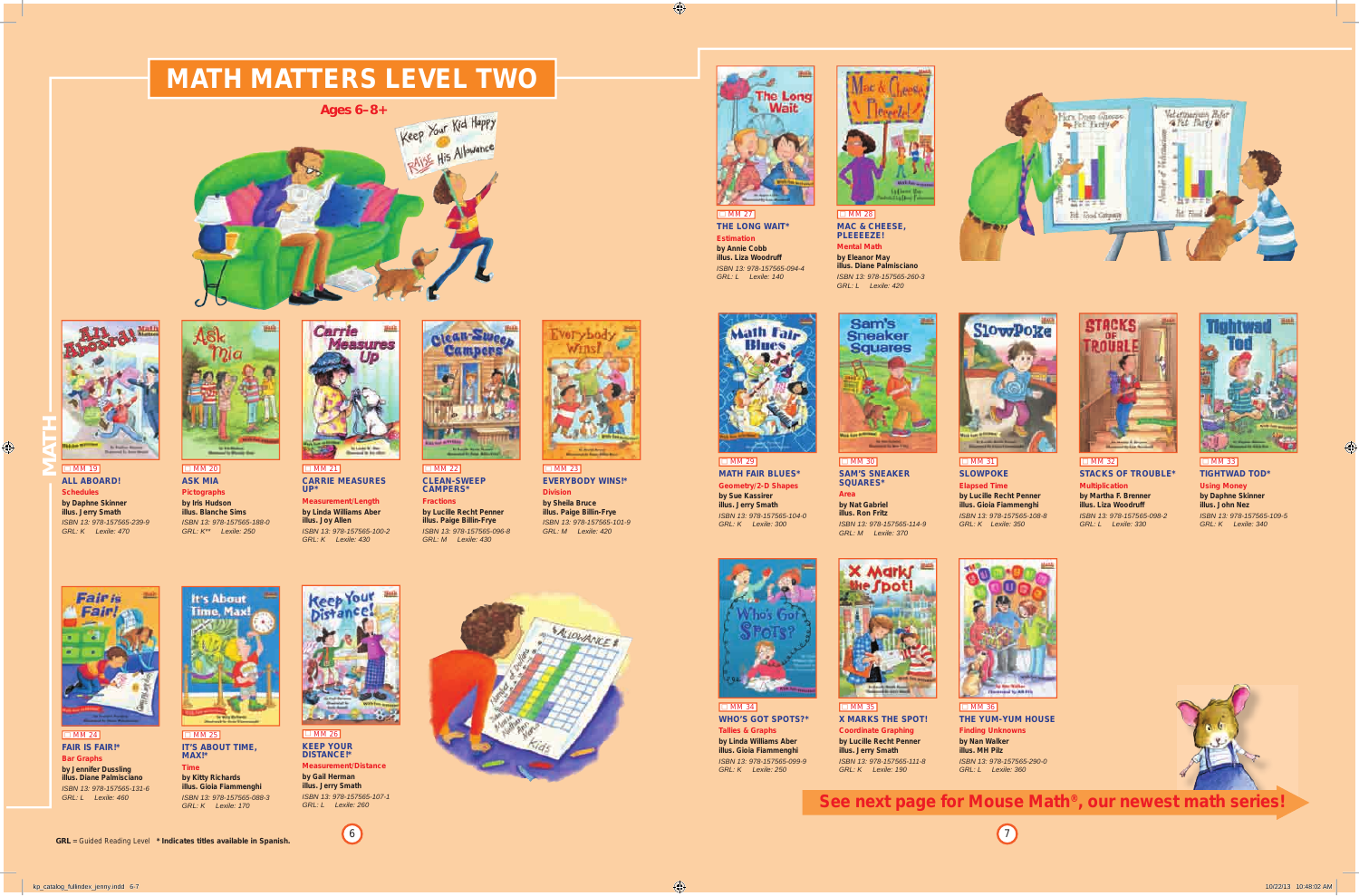# MATH MATTERS LEVEL TWO

**Ages 6–8+**

MM 19
**ALL ABOARD!**
Schedules
by Daphne Skinner
illus. Jerry Smath
*ISBN 13: 978-157565-239-9*
*GRL: K Lexile: 470*

MM 20
**ASK MIA**
Pictographs
by Iris Hudson
illus. Blanche Sims
*ISBN 13: 978-157565-188-0*
*GRL: K** Lexile: 250*

MM 21
**CARRIE MEASURES UP***
Measurement/Length
by Linda Williams Aber
illus. Joy Allen
*ISBN 13: 978-157565-100-2*
*GRL: K Lexile: 430*

MM 22
**CLEAN-SWEEP CAMPERS***
Fractions
by Lucille Recht Penner
illus. Paige Billin-Frye
*ISBN 13: 978-157565-096-8*
*GRL: M Lexile: 430*

MM 23
**EVERYBODY WINS!***
Division
by Sheila Bruce
illus. Paige Billin-Frye
*ISBN 13: 978-157565-101-9*
*GRL: M Lexile: 420*

MM 24
**FAIR IS FAIR!***
Bar Graphs
by Jennifer Dussling
illus. Diane Palmisciano
*ISBN 13: 978-157565-131-6*
*GRL: L Lexile: 460*

MM 25
**IT'S ABOUT TIME, MAX!***
Time
by Kitty Richards
illus. Gioia Fiammenghi
*ISBN 13: 978-157565-088-3*
*GRL: K Lexile: 170*

MM 26
**KEEP YOUR DISTANCE!***
Measurement/Distance
by Gail Herman
illus. Jerry Smath
*ISBN 13: 978-157565-107-1*
*GRL: L Lexile: 260*

**GRL** = Guided Reading Level **\* Indicates titles available in Spanish.**

MM 27
**THE LONG WAIT***
Estimation
by Annie Cobb
illus. Liza Woodruff
*ISBN 13: 978-157565-094-4*
*GRL: L Lexile: 140*

MM 28
**MAC & CHEESE, PLEEEEZE!**
Mental Math
by Eleanor May
illus. Diane Palmisciano
*ISBN 13: 978-157565-260-3*
*GRL: L Lexile: 420*

MM 29
**MATH FAIR BLUES***
Geometry/2-D Shapes
by Sue Kassirer
illus. Jerry Smath
*ISBN 13: 978-157565-104-0*
*GRL: K Lexile: 300*

MM 30
**SAM'S SNEAKER SQUARES***
Area
by Nat Gabriel
illus. Ron Fritz
*ISBN 13: 978-157565-114-9*
*GRL: M Lexile: 370*

MM 31
**SLOWPOKE**
Elapsed Time
by Lucille Recht Penner
illus. Gioia Fiammenghi
*ISBN 13: 978-157565-108-8*
*GRL: K Lexile: 350*

MM 32
**STACKS OF TROUBLE***
Multiplication
by Martha F. Brenner
illus. Liza Woodruff
*ISBN 13: 978-157565-098-2*
*GRL: L Lexile: 330*

MM 33
**TIGHTWAD TOD***
Using Money
by Daphne Skinner
illus. John Nez
*ISBN 13: 978-157565-109-5*
*GRL: K Lexile: 340*

MM 34
**WHO'S GOT SPOTS?***
Tallies & Graphs
by Linda Williams Aber
illus. Gioia Fiammenghi
*ISBN 13: 978-157565-099-9*
*GRL: K Lexile: 250*

MM 35
**X MARKS THE SPOT!**
Coordinate Graphing
by Lucille Recht Penner
illus. Jerry Smath
*ISBN 13: 978-157565-111-8*
*GRL: K Lexile: 190*

MM 36
**THE YUM-YUM HOUSE**
Finding Unknowns
by Nan Walker
illus. MH Pilz
*ISBN 13: 978-157565-290-0*
*GRL: L Lexile: 360*

**See next page for Mouse Math®, our newest math series!**